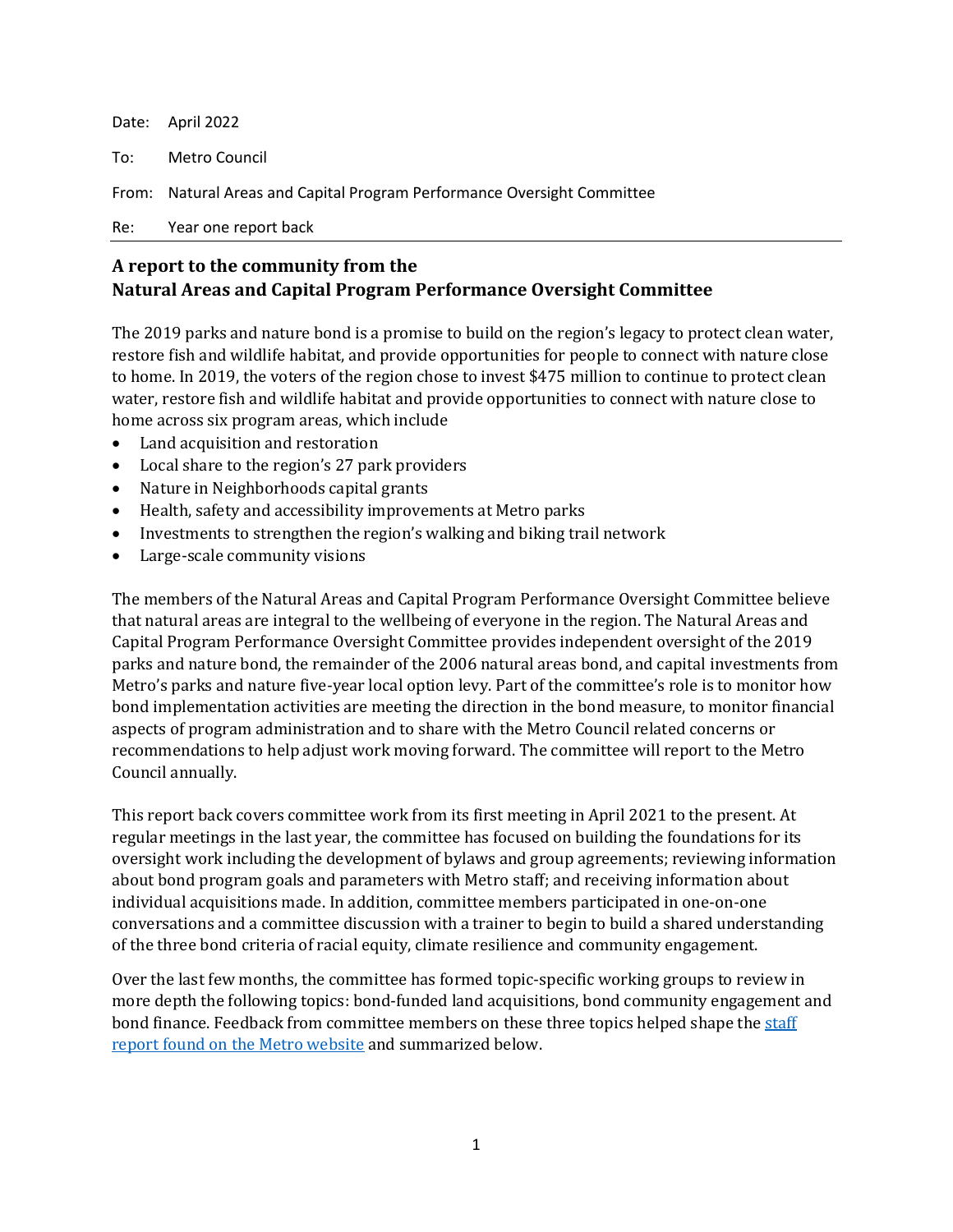Date: April 2022

To: Metro Council

From: Natural Areas and Capital Program Performance Oversight Committee

Re: Year one report back

---

## A report to the community from the Natural Areas and Capital Program Performance Oversight Committee

The 2019 parks and nature bond is a promise to build on the region's legacy to protect clean water, restore fish and wildlife habitat, and provide opportunities for people to connect with nature close to home. In 2019, the voters of the region chose to invest $475 million to continue to protect clean water, restore fish and wildlife habitat and provide opportunities to connect with nature close to home across six program areas, which include

- Land acquisition and restoration
- Local share to the region's 27 park providers
- Nature in Neighborhoods capital grants
- Health, safety and accessibility improvements at Metro parks
- Investments to strengthen the region's walking and biking trail network
- Large-scale community visions

The members of the Natural Areas and Capital Program Performance Oversight Committee believe that natural areas are integral to the wellbeing of everyone in the region. The Natural Areas and Capital Program Performance Oversight Committee provides independent oversight of the 2019 parks and nature bond, the remainder of the 2006 natural areas bond, and capital investments from Metro's parks and nature five-year local option levy. Part of the committee's role is to monitor how bond implementation activities are meeting the direction in the bond measure, to monitor financial aspects of program administration and to share with the Metro Council related concerns or recommendations to help adjust work moving forward. The committee will report to the Metro Council annually.

This report back covers committee work from its first meeting in April 2021 to the present. At regular meetings in the last year, the committee has focused on building the foundations for its oversight work including the development of bylaws and group agreements; reviewing information about bond program goals and parameters with Metro staff; and receiving information about individual acquisitions made. In addition, committee members participated in one-on-one conversations and a committee discussion with a trainer to begin to build a shared understanding of the three bond criteria of racial equity, climate resilience and community engagement.

Over the last few months, the committee has formed topic-specific working groups to review in more depth the following topics: bond-funded land acquisitions, bond community engagement and bond finance. Feedback from committee members on these three topics helped shape the [staff report found on the Metro website] and summarized below.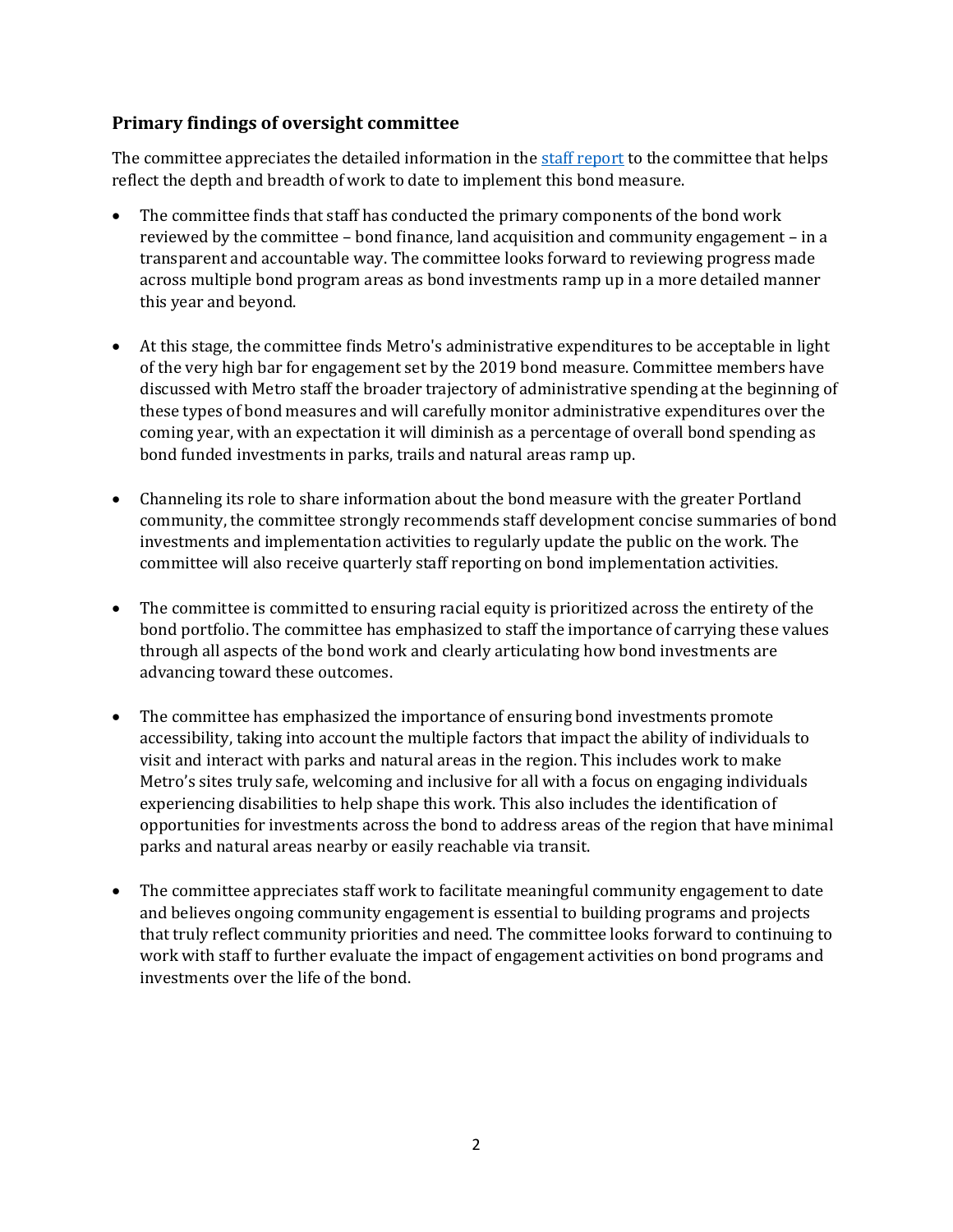## Primary findings of oversight committee

The committee appreciates the detailed information in the [staff report]() to the committee that helps reflect the depth and breadth of work to date to implement this bond measure.

- The committee finds that staff has conducted the primary components of the bond work reviewed by the committee – bond finance, land acquisition and community engagement – in a transparent and accountable way. The committee looks forward to reviewing progress made across multiple bond program areas as bond investments ramp up in a more detailed manner this year and beyond.

- At this stage, the committee finds Metro's administrative expenditures to be acceptable in light of the very high bar for engagement set by the 2019 bond measure. Committee members have discussed with Metro staff the broader trajectory of administrative spending at the beginning of these types of bond measures and will carefully monitor administrative expenditures over the coming year, with an expectation it will diminish as a percentage of overall bond spending as bond funded investments in parks, trails and natural areas ramp up.

- Channeling its role to share information about the bond measure with the greater Portland community, the committee strongly recommends staff development concise summaries of bond investments and implementation activities to regularly update the public on the work. The committee will also receive quarterly staff reporting on bond implementation activities.

- The committee is committed to ensuring racial equity is prioritized across the entirety of the bond portfolio. The committee has emphasized to staff the importance of carrying these values through all aspects of the bond work and clearly articulating how bond investments are advancing toward these outcomes.

- The committee has emphasized the importance of ensuring bond investments promote accessibility, taking into account the multiple factors that impact the ability of individuals to visit and interact with parks and natural areas in the region. This includes work to make Metro's sites truly safe, welcoming and inclusive for all with a focus on engaging individuals experiencing disabilities to help shape this work. This also includes the identification of opportunities for investments across the bond to address areas of the region that have minimal parks and natural areas nearby or easily reachable via transit.

- The committee appreciates staff work to facilitate meaningful community engagement to date and believes ongoing community engagement is essential to building programs and projects that truly reflect community priorities and need. The committee looks forward to continuing to work with staff to further evaluate the impact of engagement activities on bond programs and investments over the life of the bond.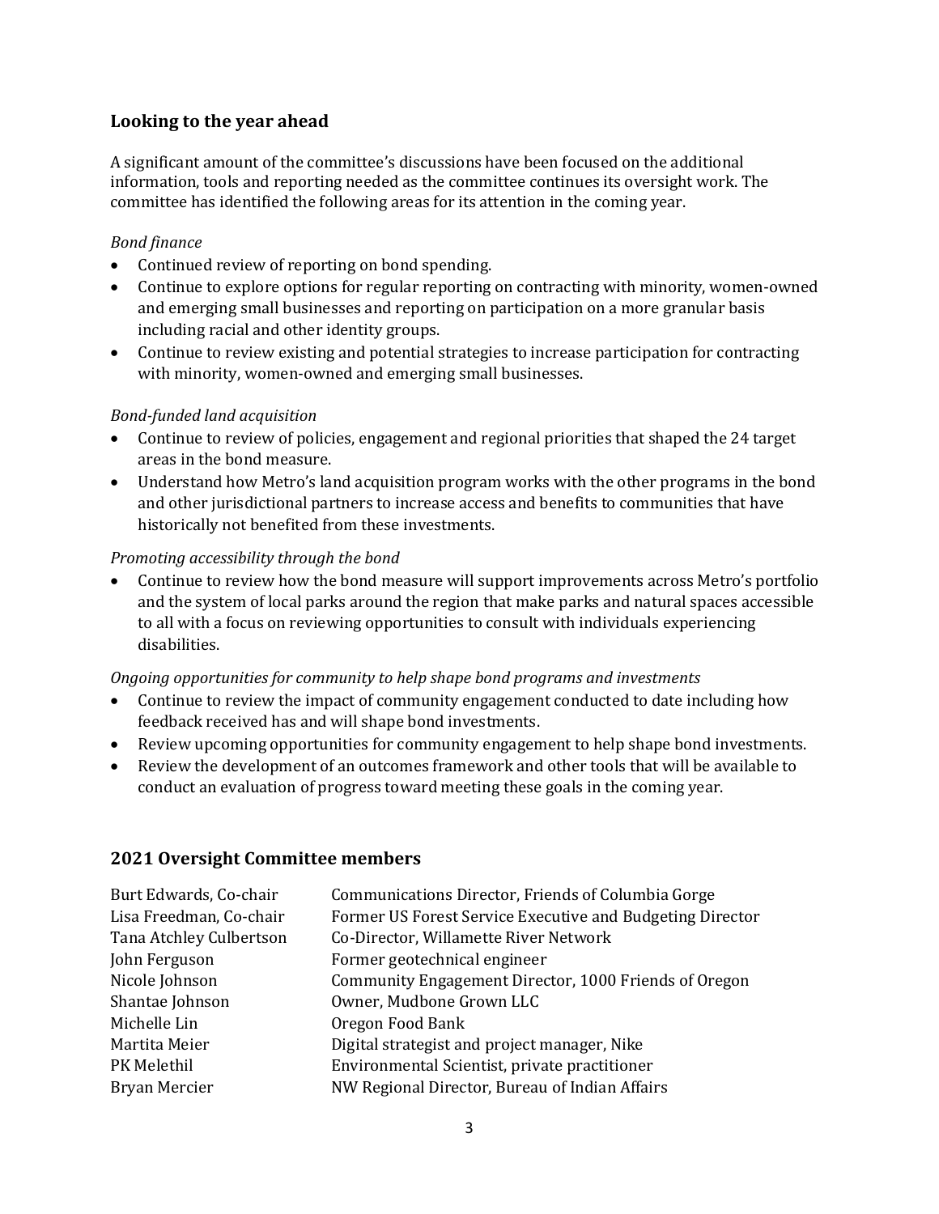## Looking to the year ahead

A significant amount of the committee's discussions have been focused on the additional information, tools and reporting needed as the committee continues its oversight work. The committee has identified the following areas for its attention in the coming year.

*Bond finance*

- Continued review of reporting on bond spending.
- Continue to explore options for regular reporting on contracting with minority, women-owned and emerging small businesses and reporting on participation on a more granular basis including racial and other identity groups.
- Continue to review existing and potential strategies to increase participation for contracting with minority, women-owned and emerging small businesses.

*Bond-funded land acquisition*

- Continue to review of policies, engagement and regional priorities that shaped the 24 target areas in the bond measure.
- Understand how Metro's land acquisition program works with the other programs in the bond and other jurisdictional partners to increase access and benefits to communities that have historically not benefited from these investments.

*Promoting accessibility through the bond*

- Continue to review how the bond measure will support improvements across Metro's portfolio and the system of local parks around the region that make parks and natural spaces accessible to all with a focus on reviewing opportunities to consult with individuals experiencing disabilities.

*Ongoing opportunities for community to help shape bond programs and investments*

- Continue to review the impact of community engagement conducted to date including how feedback received has and will shape bond investments.
- Review upcoming opportunities for community engagement to help shape bond investments.
- Review the development of an outcomes framework and other tools that will be available to conduct an evaluation of progress toward meeting these goals in the coming year.

## 2021 Oversight Committee members

| | |
|---|---|
| Burt Edwards, Co-chair | Communications Director, Friends of Columbia Gorge |
| Lisa Freedman, Co-chair | Former US Forest Service Executive and Budgeting Director |
| Tana Atchley Culbertson | Co-Director, Willamette River Network |
| John Ferguson | Former geotechnical engineer |
| Nicole Johnson | Community Engagement Director, 1000 Friends of Oregon |
| Shantae Johnson | Owner, Mudbone Grown LLC |
| Michelle Lin | Oregon Food Bank |
| Martita Meier | Digital strategist and project manager, Nike |
| PK Melethil | Environmental Scientist, private practitioner |
| Bryan Mercier | NW Regional Director, Bureau of Indian Affairs |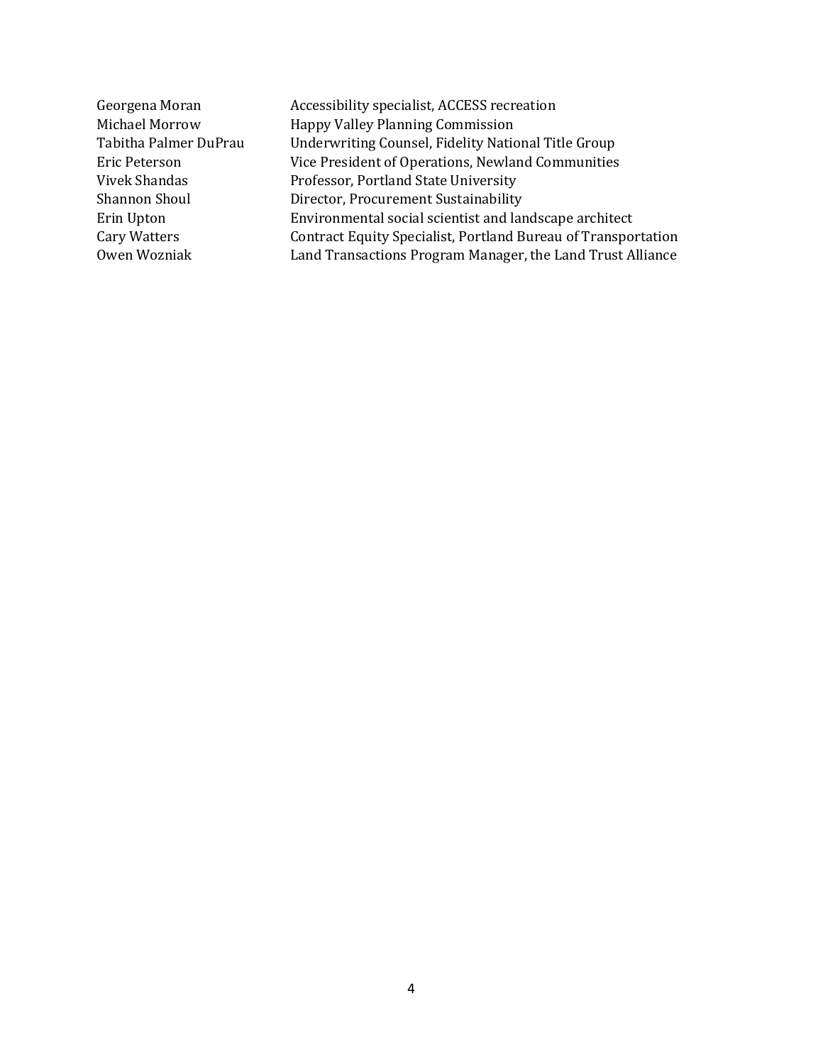| | |
|---|---|
| Georgena Moran | Accessibility specialist, ACCESS recreation |
| Michael Morrow | Happy Valley Planning Commission |
| Tabitha Palmer DuPrau | Underwriting Counsel, Fidelity National Title Group |
| Eric Peterson | Vice President of Operations, Newland Communities |
| Vivek Shandas | Professor, Portland State University |
| Shannon Shoul | Director, Procurement Sustainability |
| Erin Upton | Environmental social scientist and landscape architect |
| Cary Watters | Contract Equity Specialist, Portland Bureau of Transportation |
| Owen Wozniak | Land Transactions Program Manager, the Land Trust Alliance |